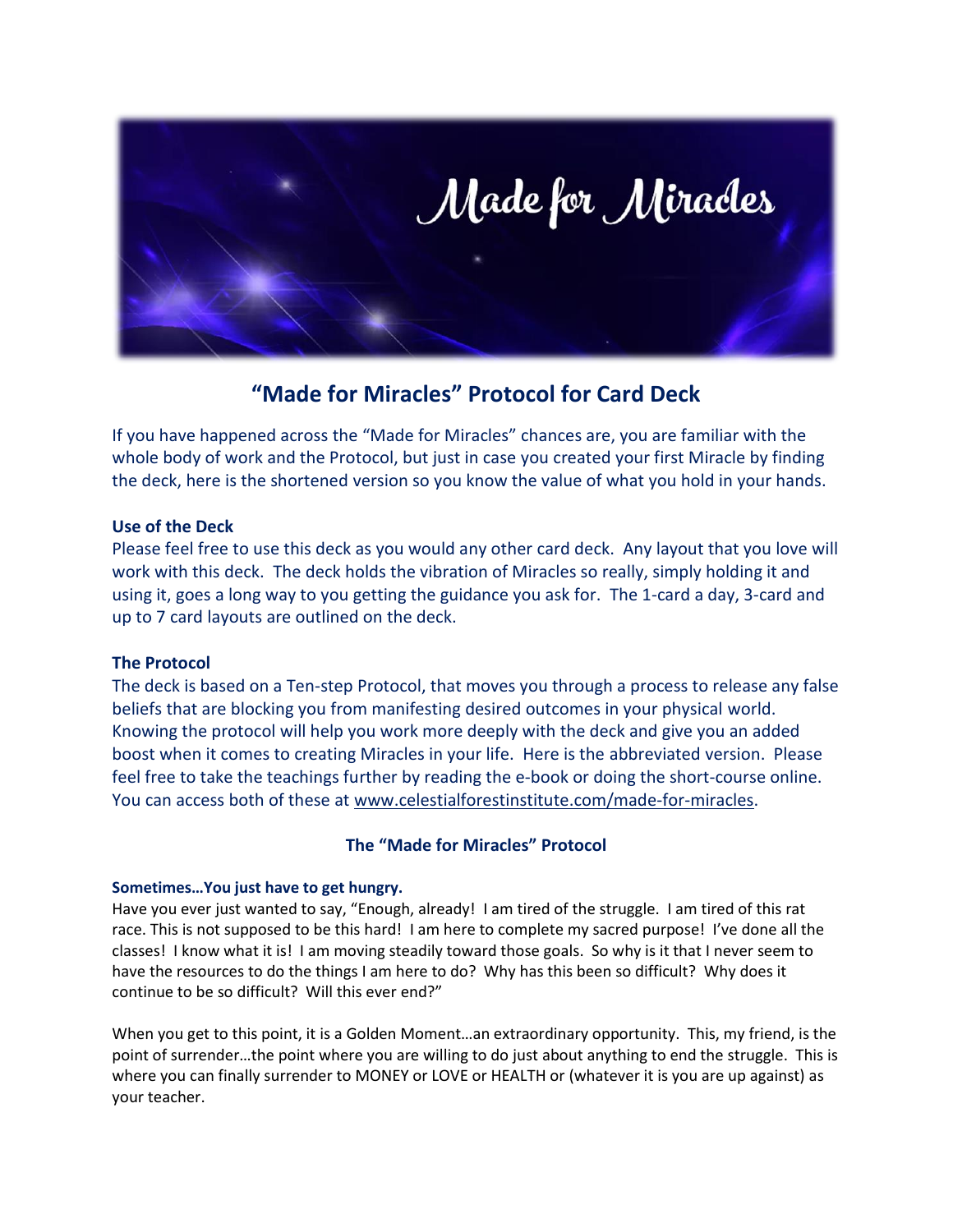# "Made for Miracles" Protocol for Card Deck

If you have happened across the "Made for Miracles" chances are, you are familiar with the whole body of work and the Protocol, but just in case you created your first Miracle by finding the deck, here is the shortened version so you know the value of what you hold in your hands.

### Use of the Deck

Please feel free to use this deck as you would any other card deck. Any layout that you love will work with this deck. The deck holds the vibration of Miracles so really, simply holding it and using it, goes a long way to you getting the guidance you ask for. The 1-card a day, 3-card and up to 7 card layouts are outlined on the deck.

### The Protocol

The deck is based on a Ten-step Protocol, that moves you through a process to release any false beliefs that are blocking you from manifesting desired outcomes in your physical world. Knowing the protocol will help you work more deeply with the deck and give you an added boost when it comes to creating Miracles in your life. Here is the abbreviated version. Please feel free to take the teachings further by reading the e-book or doing the short-course online. You can access both of these at www.celestialforestinstitute.com/made-for-miracles.

## The "Made for Miracles" Protocol

#### Sometimes…You just have to get hungry.

Have you ever just wanted to say, "Enough, already! I am tired of the struggle. I am tired of this rat race. This is not supposed to be this hard! I am here to complete my sacred purpose! I've done all the classes! I know what it is! I am moving steadily toward those goals. So why is it that I never seem to have the resources to do the things I am here to do? Why has this been so difficult? Why does it continue to be so difficult? Will this ever end?"

When you get to this point, it is a Golden Moment…an extraordinary opportunity. This, my friend, is the point of surrender…the point where you are willing to do just about anything to end the struggle. This is where you can finally surrender to MONEY or LOVE or HEALTH or (whatever it is you are up against) as your teacher.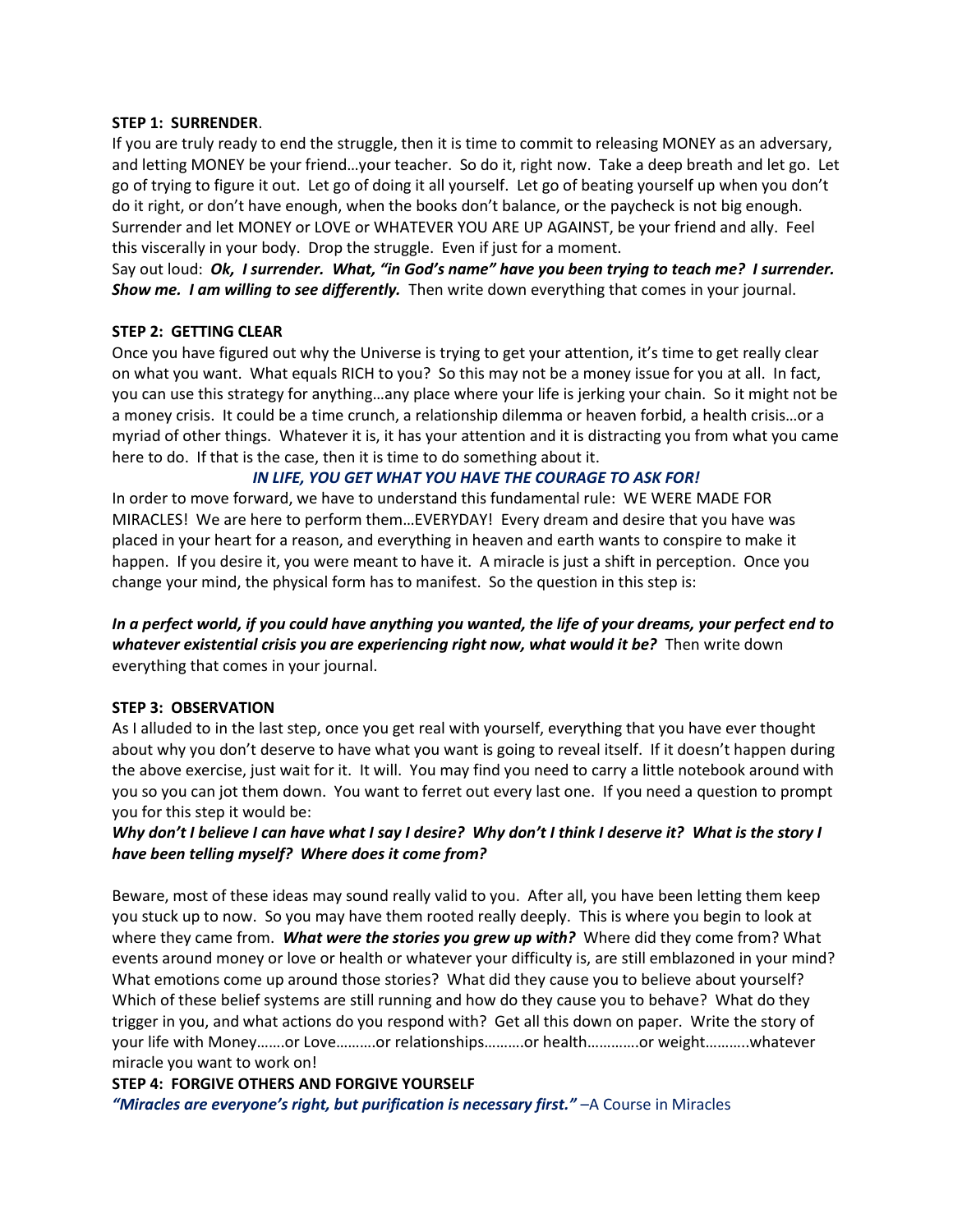**STEP 1: SURRENDER**.

If you are truly ready to end the struggle, then it is time to commit to releasing MONEY as an adversary, and letting MONEY be your friend…your teacher. So do it, right now. Take a deep breath and let go. Let go of trying to figure it out. Let go of doing it all yourself. Let go of beating yourself up when you don't do it right, or don't have enough, when the books don't balance, or the paycheck is not big enough. Surrender and let MONEY or LOVE or WHATEVER YOU ARE UP AGAINST, be your friend and ally. Feel this viscerally in your body. Drop the struggle. Even if just for a moment.

Say out loud: ***Ok, I surrender. What, "in God's name" have you been trying to teach me? I surrender. Show me. I am willing to see differently.*** Then write down everything that comes in your journal.

**STEP 2: GETTING CLEAR**

Once you have figured out why the Universe is trying to get your attention, it's time to get really clear on what you want. What equals RICH to you? So this may not be a money issue for you at all. In fact, you can use this strategy for anything…any place where your life is jerking your chain. So it might not be a money crisis. It could be a time crunch, a relationship dilemma or heaven forbid, a health crisis…or a myriad of other things. Whatever it is, it has your attention and it is distracting you from what you came here to do. If that is the case, then it is time to do something about it.

***IN LIFE, YOU GET WHAT YOU HAVE THE COURAGE TO ASK FOR!***

In order to move forward, we have to understand this fundamental rule: WE WERE MADE FOR MIRACLES! We are here to perform them…EVERYDAY! Every dream and desire that you have was placed in your heart for a reason, and everything in heaven and earth wants to conspire to make it happen. If you desire it, you were meant to have it. A miracle is just a shift in perception. Once you change your mind, the physical form has to manifest. So the question in this step is:

***In a perfect world, if you could have anything you wanted, the life of your dreams, your perfect end to whatever existential crisis you are experiencing right now, what would it be?*** Then write down everything that comes in your journal.

**STEP 3: OBSERVATION**

As I alluded to in the last step, once you get real with yourself, everything that you have ever thought about why you don't deserve to have what you want is going to reveal itself. If it doesn't happen during the above exercise, just wait for it. It will. You may find you need to carry a little notebook around with you so you can jot them down. You want to ferret out every last one. If you need a question to prompt you for this step it would be:

***Why don't I believe I can have what I say I desire? Why don't I think I deserve it? What is the story I have been telling myself? Where does it come from?***

Beware, most of these ideas may sound really valid to you. After all, you have been letting them keep you stuck up to now. So you may have them rooted really deeply. This is where you begin to look at where they came from. ***What were the stories you grew up with?*** Where did they come from? What events around money or love or health or whatever your difficulty is, are still emblazoned in your mind? What emotions come up around those stories? What did they cause you to believe about yourself? Which of these belief systems are still running and how do they cause you to behave? What do they trigger in you, and what actions do you respond with? Get all this down on paper. Write the story of your life with Money…….or Love……….or relationships……….or health………….or weight………..whatever miracle you want to work on!

**STEP 4: FORGIVE OTHERS AND FORGIVE YOURSELF**

***"Miracles are everyone's right, but purification is necessary first."*** –A Course in Miracles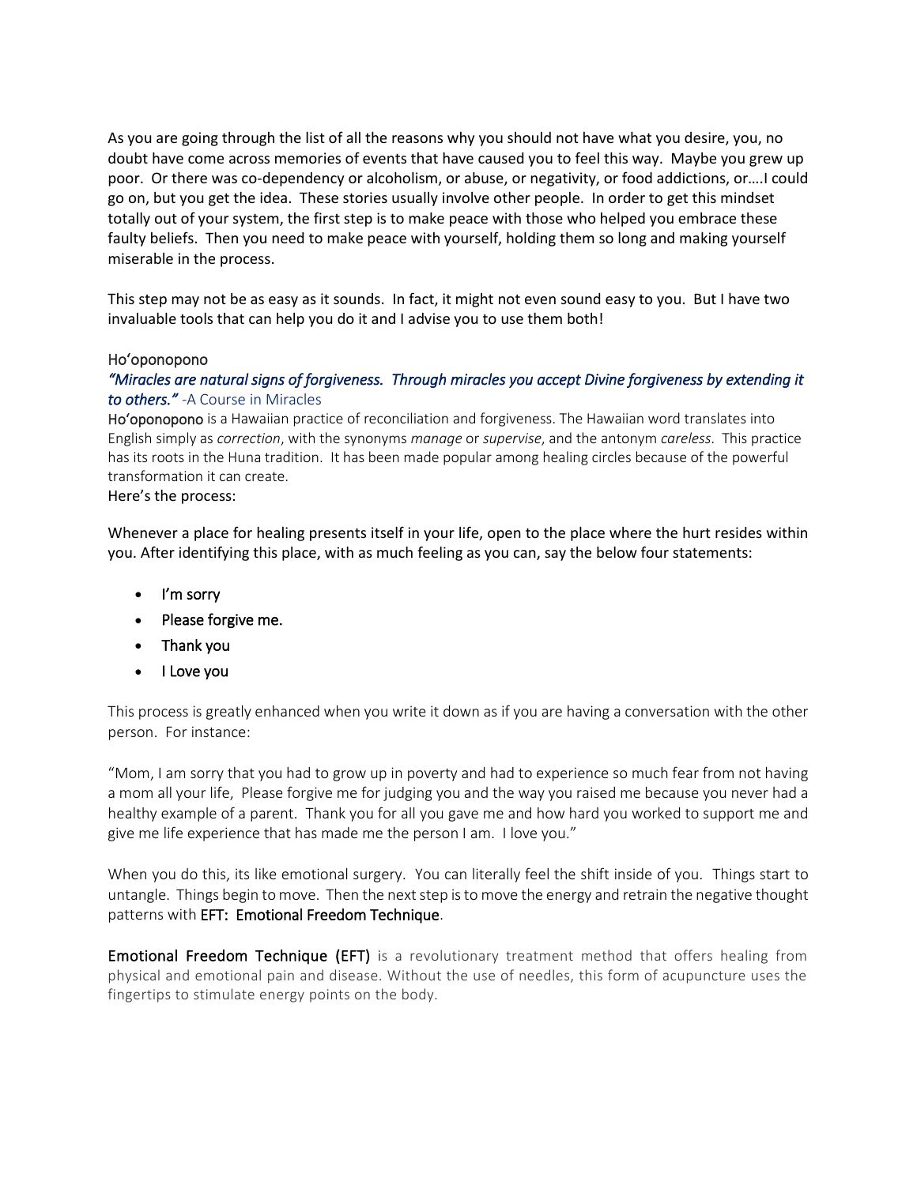As you are going through the list of all the reasons why you should not have what you desire, you, no doubt have come across memories of events that have caused you to feel this way. Maybe you grew up poor. Or there was co-dependency or alcoholism, or abuse, or negativity, or food addictions, or….I could go on, but you get the idea. These stories usually involve other people. In order to get this mindset totally out of your system, the first step is to make peace with those who helped you embrace these faulty beliefs. Then you need to make peace with yourself, holding them so long and making yourself miserable in the process.

This step may not be as easy as it sounds. In fact, it might not even sound easy to you. But I have two invaluable tools that can help you do it and I advise you to use them both!

### Ho'oponopono

*"Miracles are natural signs of forgiveness. Through miracles you accept Divine forgiveness by extending it to others."* -A Course in Miracles

**Ho'oponopono** is a Hawaiian practice of reconciliation and forgiveness. The Hawaiian word translates into English simply as *correction*, with the synonyms *manage* or *supervise*, and the antonym *careless*. This practice has its roots in the Huna tradition. It has been made popular among healing circles because of the powerful transformation it can create.

Here's the process:

Whenever a place for healing presents itself in your life, open to the place where the hurt resides within you. After identifying this place, with as much feeling as you can, say the below four statements:

- I'm sorry
- Please forgive me.
- Thank you
- I Love you

This process is greatly enhanced when you write it down as if you are having a conversation with the other person. For instance:

"Mom, I am sorry that you had to grow up in poverty and had to experience so much fear from not having a mom all your life, Please forgive me for judging you and the way you raised me because you never had a healthy example of a parent. Thank you for all you gave me and how hard you worked to support me and give me life experience that has made me the person I am. I love you."

When you do this, its like emotional surgery. You can literally feel the shift inside of you. Things start to untangle. Things begin to move. Then the next step is to move the energy and retrain the negative thought patterns with **EFT: Emotional Freedom Technique**.

**Emotional Freedom Technique (EFT)** is a revolutionary treatment method that offers healing from physical and emotional pain and disease. Without the use of needles, this form of acupuncture uses the fingertips to stimulate energy points on the body.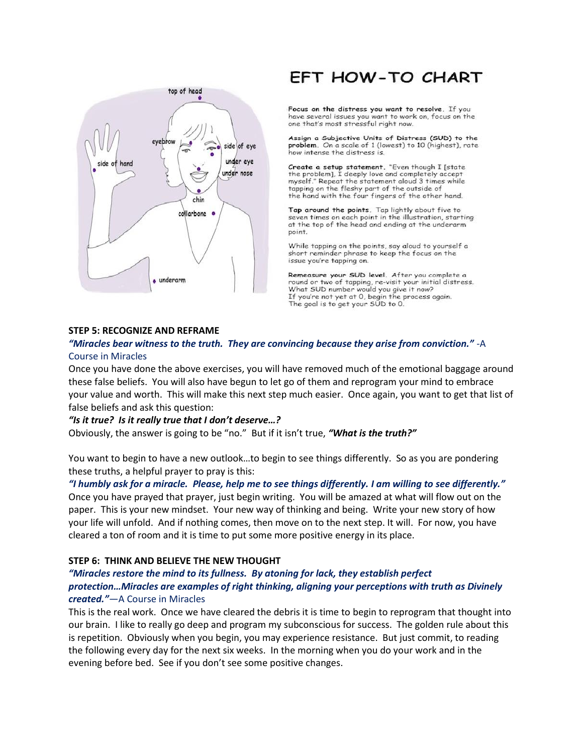# EFT HOW-TO CHART

**Focus on the distress you want to resolve.** If you have several issues you want to work on, focus on the one that's most stressful right now.

**Assign a Subjective Units of Distress (SUD) to the problem.** On a scale of 1 (lowest) to 10 (highest), rate how intense the distress is.

**Create a setup statement.** "Even though I [state the problem], I deeply love and completely accept myself." Repeat the statement aloud 3 times while tapping on the fleshy part of the outside of the hand with the four fingers of the other hand.

**Tap around the points.** Tap lightly about five to seven times on each point in the illustration, starting at the top of the head and ending at the underarm point.

While tapping on the points, say aloud to yourself a short reminder phrase to keep the focus on the issue you're tapping on.

**Remeasure your SUD level.** After you complete a round or two of tapping, re-visit your initial distress. What SUD number would you give it now? If you're not yet at 0, begin the process again. The goal is to get your SUD to 0.

top of head, eyebrow, side of eye, under eye, under nose, chin, collarbone, underarm, side of hand

### STEP 5: RECOGNIZE AND REFRAME

***"Miracles bear witness to the truth. They are convincing because they arise from conviction."*** -A Course in Miracles

Once you have done the above exercises, you will have removed much of the emotional baggage around these false beliefs. You will also have begun to let go of them and reprogram your mind to embrace your value and worth. This will make this next step much easier. Once again, you want to get that list of false beliefs and ask this question:

***"Is it true? Is it really true that I don't deserve…?***

Obviously, the answer is going to be "no." But if it isn't true, ***"What is the truth?"***

You want to begin to have a new outlook…to begin to see things differently. So as you are pondering these truths, a helpful prayer to pray is this:

***"I humbly ask for a miracle. Please, help me to see things differently. I am willing to see differently."*** Once you have prayed that prayer, just begin writing. You will be amazed at what will flow out on the paper. This is your new mindset. Your new way of thinking and being. Write your new story of how your life will unfold. And if nothing comes, then move on to the next step. It will. For now, you have cleared a ton of room and it is time to put some more positive energy in its place.

### STEP 6: THINK AND BELIEVE THE NEW THOUGHT

***"Miracles restore the mind to its fullness. By atoning for lack, they establish perfect protection…Miracles are examples of right thinking, aligning your perceptions with truth as Divinely created."***—A Course in Miracles

This is the real work. Once we have cleared the debris it is time to begin to reprogram that thought into our brain. I like to really go deep and program my subconscious for success. The golden rule about this is repetition. Obviously when you begin, you may experience resistance. But just commit, to reading the following every day for the next six weeks. In the morning when you do your work and in the evening before bed. See if you don't see some positive changes.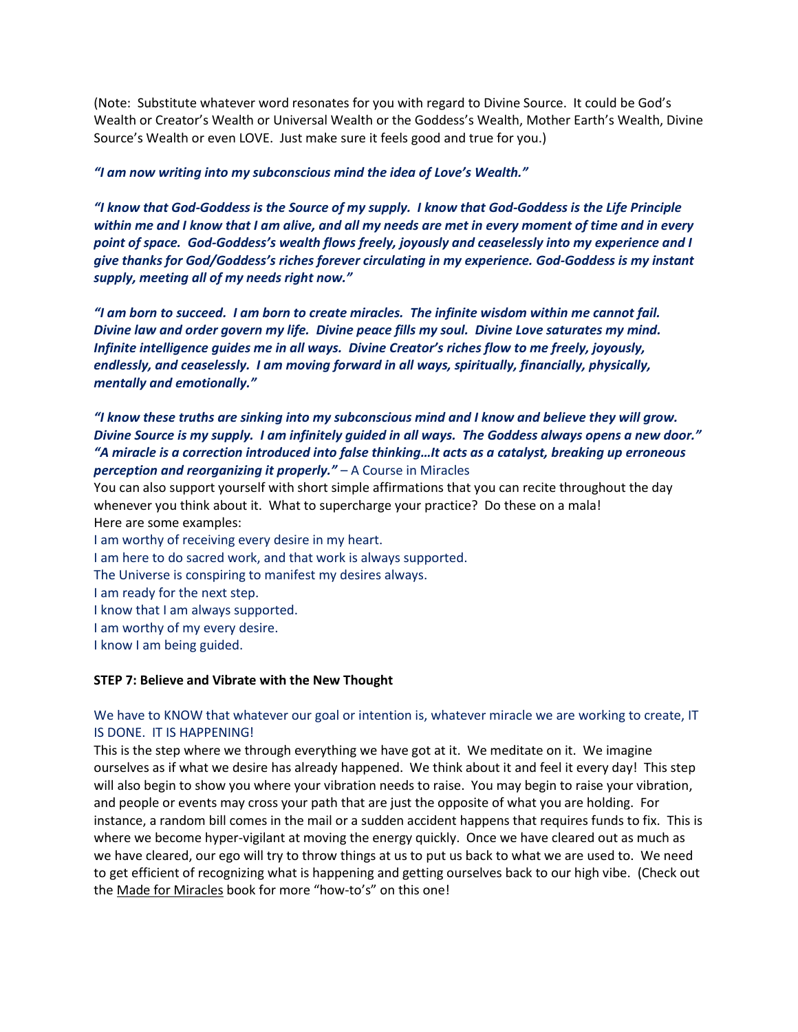(Note: Substitute whatever word resonates for you with regard to Divine Source. It could be God's Wealth or Creator's Wealth or Universal Wealth or the Goddess's Wealth, Mother Earth's Wealth, Divine Source's Wealth or even LOVE. Just make sure it feels good and true for you.)

***"I am now writing into my subconscious mind the idea of Love's Wealth."***

***"I know that God-Goddess is the Source of my supply. I know that God-Goddess is the Life Principle within me and I know that I am alive, and all my needs are met in every moment of time and in every point of space. God-Goddess's wealth flows freely, joyously and ceaselessly into my experience and I give thanks for God/Goddess's riches forever circulating in my experience. God-Goddess is my instant supply, meeting all of my needs right now."***

***"I am born to succeed. I am born to create miracles. The infinite wisdom within me cannot fail. Divine law and order govern my life. Divine peace fills my soul. Divine Love saturates my mind. Infinite intelligence guides me in all ways. Divine Creator's riches flow to me freely, joyously, endlessly, and ceaselessly. I am moving forward in all ways, spiritually, financially, physically, mentally and emotionally."***

***"I know these truths are sinking into my subconscious mind and I know and believe they will grow. Divine Source is my supply. I am infinitely guided in all ways. The Goddess always opens a new door."***
***"A miracle is a correction introduced into false thinking…It acts as a catalyst, breaking up erroneous perception and reorganizing it properly."*** – A Course in Miracles

You can also support yourself with short simple affirmations that you can recite throughout the day whenever you think about it. What to supercharge your practice? Do these on a mala!
Here are some examples:

I am worthy of receiving every desire in my heart.
I am here to do sacred work, and that work is always supported.
The Universe is conspiring to manifest my desires always.
I am ready for the next step.
I know that I am always supported.
I am worthy of my every desire.
I know I am being guided.

**STEP 7: Believe and Vibrate with the New Thought**

We have to KNOW that whatever our goal or intention is, whatever miracle we are working to create, IT IS DONE. IT IS HAPPENING!

This is the step where we through everything we have got at it. We meditate on it. We imagine ourselves as if what we desire has already happened. We think about it and feel it every day! This step will also begin to show you where your vibration needs to raise. You may begin to raise your vibration, and people or events may cross your path that are just the opposite of what you are holding. For instance, a random bill comes in the mail or a sudden accident happens that requires funds to fix. This is where we become hyper-vigilant at moving the energy quickly. Once we have cleared out as much as we have cleared, our ego will try to throw things at us to put us back to what we are used to. We need to get efficient of recognizing what is happening and getting ourselves back to our high vibe. (Check out the Made for Miracles book for more "how-to's" on this one!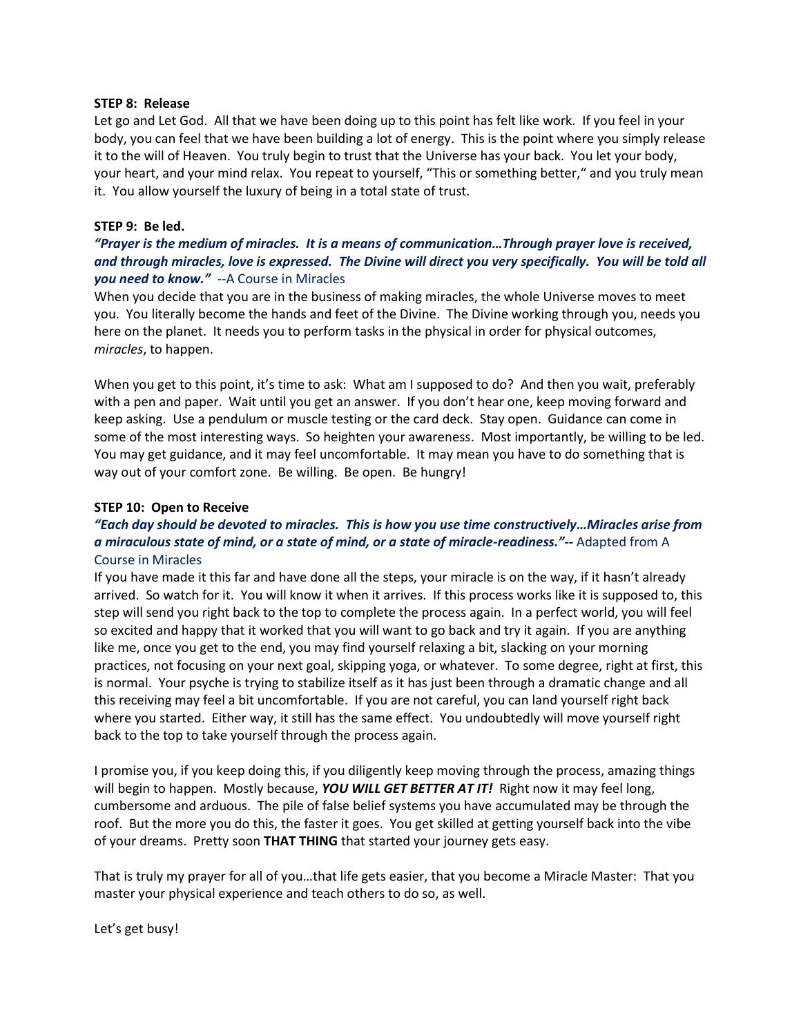**STEP 8: Release**

Let go and Let God. All that we have been doing up to this point has felt like work. If you feel in your body, you can feel that we have been building a lot of energy. This is the point where you simply release it to the will of Heaven. You truly begin to trust that the Universe has your back. You let your body, your heart, and your mind relax. You repeat to yourself, "This or something better," and you truly mean it. You allow yourself the luxury of being in a total state of trust.

**STEP 9: Be led.**

***"Prayer is the medium of miracles. It is a means of communication…Through prayer love is received, and through miracles, love is expressed. The Divine will direct you very specifically. You will be told all you need to know."*** --A Course in Miracles

When you decide that you are in the business of making miracles, the whole Universe moves to meet you. You literally become the hands and feet of the Divine. The Divine working through you, needs you here on the planet. It needs you to perform tasks in the physical in order for physical outcomes, *miracles*, to happen.

When you get to this point, it's time to ask: What am I supposed to do? And then you wait, preferably with a pen and paper. Wait until you get an answer. If you don't hear one, keep moving forward and keep asking. Use a pendulum or muscle testing or the card deck. Stay open. Guidance can come in some of the most interesting ways. So heighten your awareness. Most importantly, be willing to be led. You may get guidance, and it may feel uncomfortable. It may mean you have to do something that is way out of your comfort zone. Be willing. Be open. Be hungry!

**STEP 10: Open to Receive**

***"Each day should be devoted to miracles. This is how you use time constructively…Miracles arise from a miraculous state of mind, or a state of mind, or a state of miracle-readiness."--*** Adapted from A Course in Miracles

If you have made it this far and have done all the steps, your miracle is on the way, if it hasn't already arrived. So watch for it. You will know it when it arrives. If this process works like it is supposed to, this step will send you right back to the top to complete the process again. In a perfect world, you will feel so excited and happy that it worked that you will want to go back and try it again. If you are anything like me, once you get to the end, you may find yourself relaxing a bit, slacking on your morning practices, not focusing on your next goal, skipping yoga, or whatever. To some degree, right at first, this is normal. Your psyche is trying to stabilize itself as it has just been through a dramatic change and all this receiving may feel a bit uncomfortable. If you are not careful, you can land yourself right back where you started. Either way, it still has the same effect. You undoubtedly will move yourself right back to the top to take yourself through the process again.

I promise you, if you keep doing this, if you diligently keep moving through the process, amazing things will begin to happen. Mostly because, ***YOU WILL GET BETTER AT IT!*** Right now it may feel long, cumbersome and arduous. The pile of false belief systems you have accumulated may be through the roof. But the more you do this, the faster it goes. You get skilled at getting yourself back into the vibe of your dreams. Pretty soon **THAT THING** that started your journey gets easy.

That is truly my prayer for all of you…that life gets easier, that you become a Miracle Master: That you master your physical experience and teach others to do so, as well.

Let's get busy!